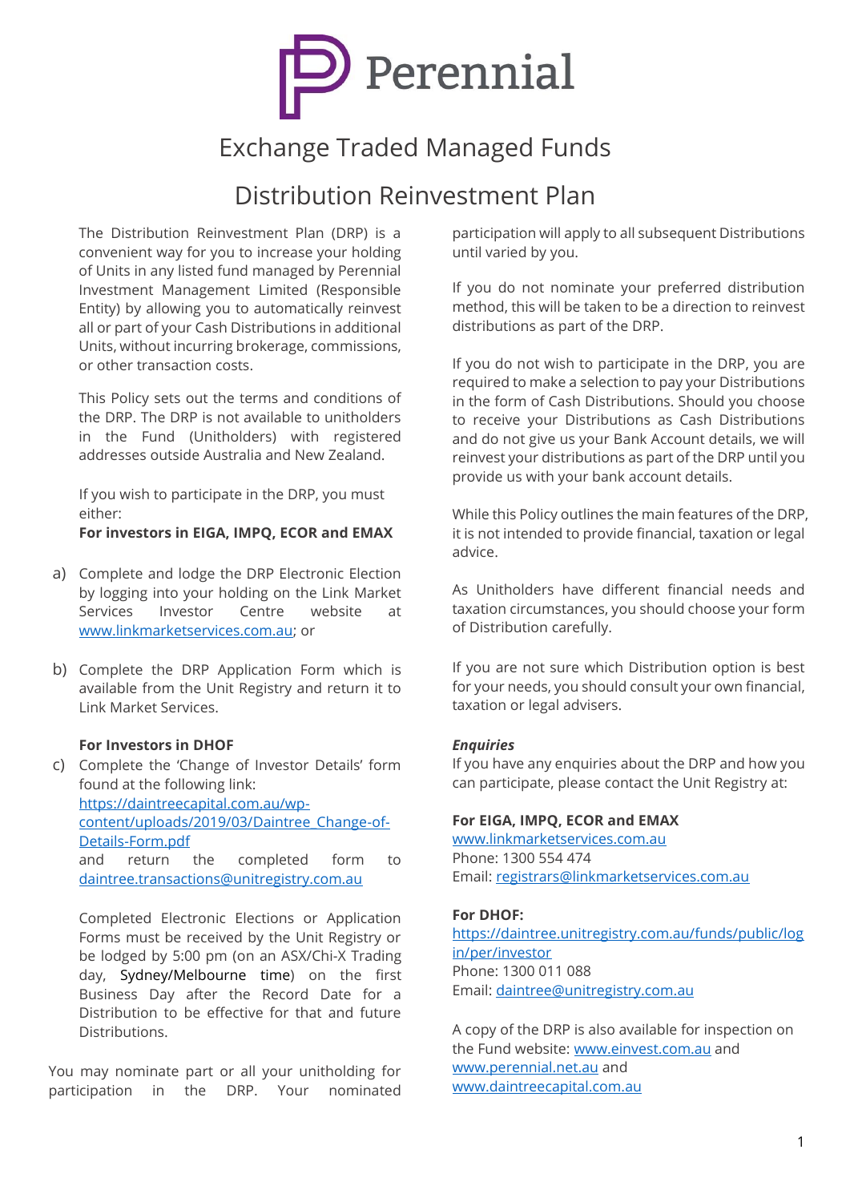Perennial

# Exchange Traded Managed Funds

## Distribution Reinvestment Plan

The Distribution Reinvestment Plan (DRP) is a convenient way for you to increase your holding of Units in any listed fund managed by Perennial Investment Management Limited (Responsible Entity) by allowing you to automatically reinvest all or part of your Cash Distributions in additional Units, without incurring brokerage, commissions, or other transaction costs.

This Policy sets out the terms and conditions of the DRP. The DRP is not available to unitholders in the Fund (Unitholders) with registered addresses outside Australia and New Zealand.

If you wish to participate in the DRP, you must either:

**For investors in EIGA, IMPQ, ECOR and EMAX**

a) Complete and lodge the DRP Electronic Election by logging into your holding on the Link Market Services Investor Centre website at www.linkmarketservices.com.au; or

b) Complete the DRP Application Form which is available from the Unit Registry and return it to Link Market Services.

**For Investors in DHOF**

c) Complete the 'Change of Investor Details' form found at the following link: https://daintreecapital.com.au/wp-content/uploads/2019/03/Daintree_Change-of-Details-Form.pdf and return the completed form to daintree.transactions@unitregistry.com.au

Completed Electronic Elections or Application Forms must be received by the Unit Registry or be lodged by 5:00 pm (on an ASX/Chi-X Trading day, Sydney/Melbourne time) on the first Business Day after the Record Date for a Distribution to be effective for that and future Distributions.

You may nominate part or all your unitholding for participation in the DRP. Your nominated participation will apply to all subsequent Distributions until varied by you.

If you do not nominate your preferred distribution method, this will be taken to be a direction to reinvest distributions as part of the DRP.

If you do not wish to participate in the DRP, you are required to make a selection to pay your Distributions in the form of Cash Distributions. Should you choose to receive your Distributions as Cash Distributions and do not give us your Bank Account details, we will reinvest your distributions as part of the DRP until you provide us with your bank account details.

While this Policy outlines the main features of the DRP, it is not intended to provide financial, taxation or legal advice.

As Unitholders have different financial needs and taxation circumstances, you should choose your form of Distribution carefully.

If you are not sure which Distribution option is best for your needs, you should consult your own financial, taxation or legal advisers.

***Enquiries***

If you have any enquiries about the DRP and how you can participate, please contact the Unit Registry at:

**For EIGA, IMPQ, ECOR and EMAX**

www.linkmarketservices.com.au
Phone: 1300 554 474
Email: registrars@linkmarketservices.com.au

**For DHOF:**

https://daintree.unitregistry.com.au/funds/public/login/per/investor
Phone: 1300 011 088
Email: daintree@unitregistry.com.au

A copy of the DRP is also available for inspection on the Fund website: www.einvest.com.au and www.perennial.net.au and www.daintreecapital.com.au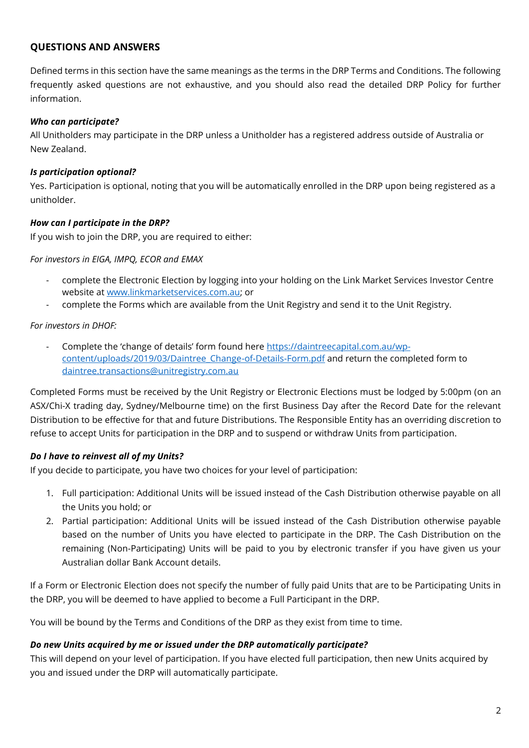## QUESTIONS AND ANSWERS

Defined terms in this section have the same meanings as the terms in the DRP Terms and Conditions. The following frequently asked questions are not exhaustive, and you should also read the detailed DRP Policy for further information.

***Who can participate?***

All Unitholders may participate in the DRP unless a Unitholder has a registered address outside of Australia or New Zealand.

***Is participation optional?***

Yes. Participation is optional, noting that you will be automatically enrolled in the DRP upon being registered as a unitholder.

***How can I participate in the DRP?***

If you wish to join the DRP, you are required to either:

*For investors in EIGA, IMPQ, ECOR and EMAX*

- complete the Electronic Election by logging into your holding on the Link Market Services Investor Centre website at [www.linkmarketservices.com.au](www.linkmarketservices.com.au); or
- complete the Forms which are available from the Unit Registry and send it to the Unit Registry.

*For investors in DHOF:*

- Complete the 'change of details' form found here [https://daintreecapital.com.au/wp-content/uploads/2019/03/Daintree_Change-of-Details-Form.pdf](https://daintreecapital.com.au/wp-content/uploads/2019/03/Daintree_Change-of-Details-Form.pdf) and return the completed form to [daintree.transactions@unitregistry.com.au](mailto:daintree.transactions@unitregistry.com.au)

Completed Forms must be received by the Unit Registry or Electronic Elections must be lodged by 5:00pm (on an ASX/Chi-X trading day, Sydney/Melbourne time) on the first Business Day after the Record Date for the relevant Distribution to be effective for that and future Distributions. The Responsible Entity has an overriding discretion to refuse to accept Units for participation in the DRP and to suspend or withdraw Units from participation.

***Do I have to reinvest all of my Units?***

If you decide to participate, you have two choices for your level of participation:

1. Full participation: Additional Units will be issued instead of the Cash Distribution otherwise payable on all the Units you hold; or
2. Partial participation: Additional Units will be issued instead of the Cash Distribution otherwise payable based on the number of Units you have elected to participate in the DRP. The Cash Distribution on the remaining (Non-Participating) Units will be paid to you by electronic transfer if you have given us your Australian dollar Bank Account details.

If a Form or Electronic Election does not specify the number of fully paid Units that are to be Participating Units in the DRP, you will be deemed to have applied to become a Full Participant in the DRP.

You will be bound by the Terms and Conditions of the DRP as they exist from time to time.

***Do new Units acquired by me or issued under the DRP automatically participate?***

This will depend on your level of participation. If you have elected full participation, then new Units acquired by you and issued under the DRP will automatically participate.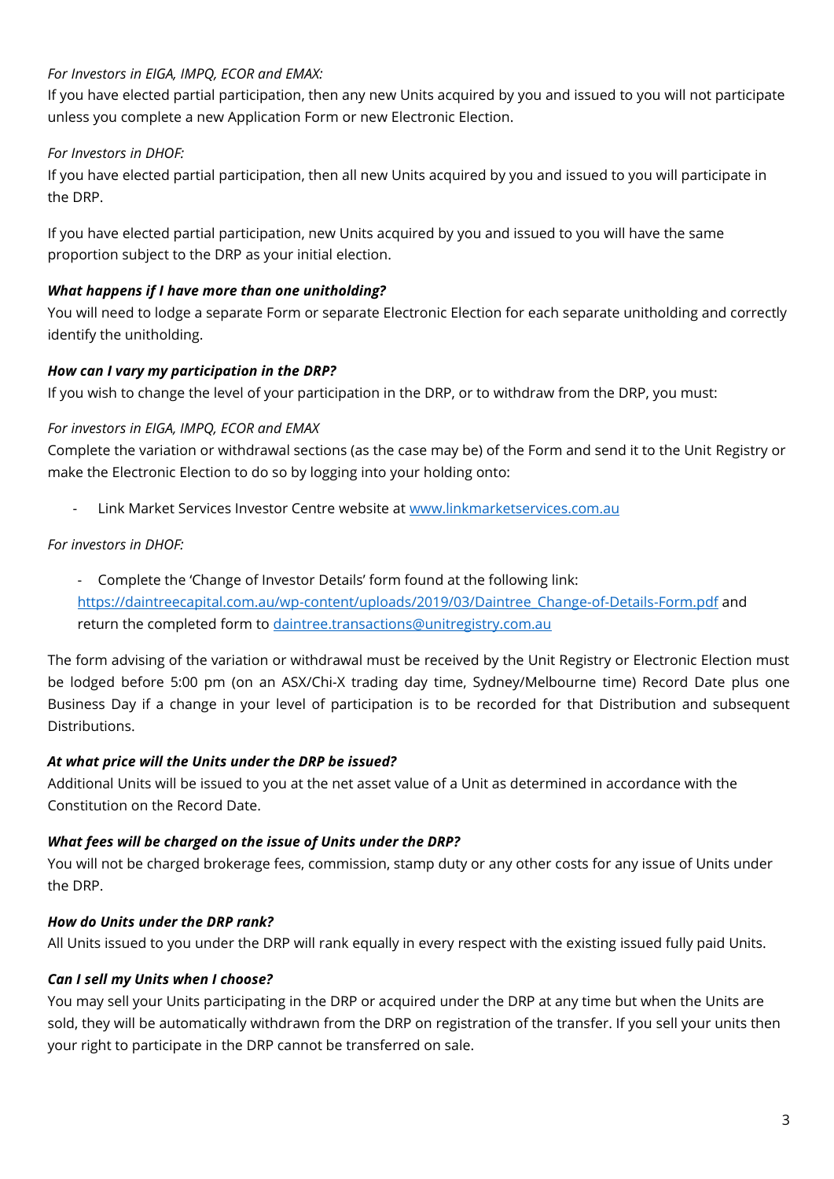*For Investors in EIGA, IMPQ, ECOR and EMAX:*

If you have elected partial participation, then any new Units acquired by you and issued to you will not participate unless you complete a new Application Form or new Electronic Election.

*For Investors in DHOF:*

If you have elected partial participation, then all new Units acquired by you and issued to you will participate in the DRP.

If you have elected partial participation, new Units acquired by you and issued to you will have the same proportion subject to the DRP as your initial election.

***What happens if I have more than one unitholding?***

You will need to lodge a separate Form or separate Electronic Election for each separate unitholding and correctly identify the unitholding.

***How can I vary my participation in the DRP?***

If you wish to change the level of your participation in the DRP, or to withdraw from the DRP, you must:

*For investors in EIGA, IMPQ, ECOR and EMAX*

Complete the variation or withdrawal sections (as the case may be) of the Form and send it to the Unit Registry or make the Electronic Election to do so by logging into your holding onto:

- Link Market Services Investor Centre website at [www.linkmarketservices.com.au](http://www.linkmarketservices.com.au)

*For investors in DHOF:*

- Complete the 'Change of Investor Details' form found at the following link: [https://daintreecapital.com.au/wp-content/uploads/2019/03/Daintree_Change-of-Details-Form.pdf](https://daintreecapital.com.au/wp-content/uploads/2019/03/Daintree_Change-of-Details-Form.pdf) and return the completed form to [daintree.transactions@unitregistry.com.au](mailto:daintree.transactions@unitregistry.com.au)

The form advising of the variation or withdrawal must be received by the Unit Registry or Electronic Election must be lodged before 5:00 pm (on an ASX/Chi-X trading day time, Sydney/Melbourne time) Record Date plus one Business Day if a change in your level of participation is to be recorded for that Distribution and subsequent Distributions.

***At what price will the Units under the DRP be issued?***

Additional Units will be issued to you at the net asset value of a Unit as determined in accordance with the Constitution on the Record Date.

***What fees will be charged on the issue of Units under the DRP?***

You will not be charged brokerage fees, commission, stamp duty or any other costs for any issue of Units under the DRP.

***How do Units under the DRP rank?***

All Units issued to you under the DRP will rank equally in every respect with the existing issued fully paid Units.

***Can I sell my Units when I choose?***

You may sell your Units participating in the DRP or acquired under the DRP at any time but when the Units are sold, they will be automatically withdrawn from the DRP on registration of the transfer. If you sell your units then your right to participate in the DRP cannot be transferred on sale.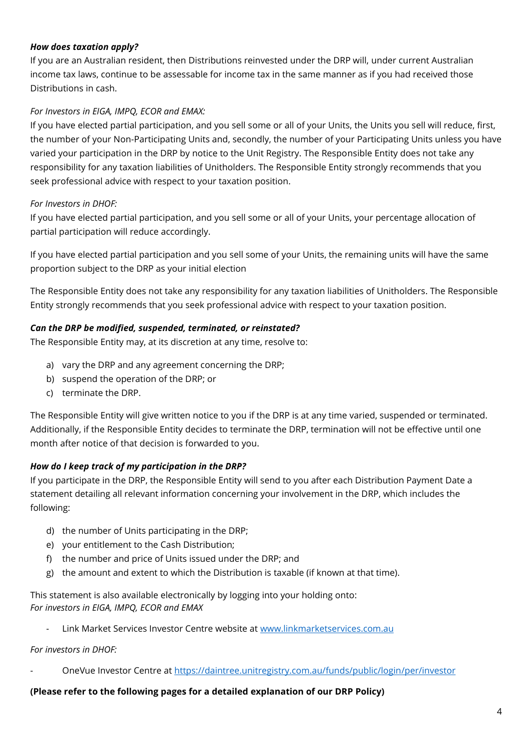***How does taxation apply?***

If you are an Australian resident, then Distributions reinvested under the DRP will, under current Australian income tax laws, continue to be assessable for income tax in the same manner as if you had received those Distributions in cash.

*For Investors in EIGA, IMPQ, ECOR and EMAX:*

If you have elected partial participation, and you sell some or all of your Units, the Units you sell will reduce, first, the number of your Non-Participating Units and, secondly, the number of your Participating Units unless you have varied your participation in the DRP by notice to the Unit Registry. The Responsible Entity does not take any responsibility for any taxation liabilities of Unitholders. The Responsible Entity strongly recommends that you seek professional advice with respect to your taxation position.

*For Investors in DHOF:*

If you have elected partial participation, and you sell some or all of your Units, your percentage allocation of partial participation will reduce accordingly.

If you have elected partial participation and you sell some of your Units, the remaining units will have the same proportion subject to the DRP as your initial election

The Responsible Entity does not take any responsibility for any taxation liabilities of Unitholders. The Responsible Entity strongly recommends that you seek professional advice with respect to your taxation position.

***Can the DRP be modified, suspended, terminated, or reinstated?***

The Responsible Entity may, at its discretion at any time, resolve to:

a) vary the DRP and any agreement concerning the DRP;
b) suspend the operation of the DRP; or
c) terminate the DRP.

The Responsible Entity will give written notice to you if the DRP is at any time varied, suspended or terminated. Additionally, if the Responsible Entity decides to terminate the DRP, termination will not be effective until one month after notice of that decision is forwarded to you.

***How do I keep track of my participation in the DRP?***

If you participate in the DRP, the Responsible Entity will send to you after each Distribution Payment Date a statement detailing all relevant information concerning your involvement in the DRP, which includes the following:

d) the number of Units participating in the DRP;
e) your entitlement to the Cash Distribution;
f) the number and price of Units issued under the DRP; and
g) the amount and extent to which the Distribution is taxable (if known at that time).

This statement is also available electronically by logging into your holding onto:

*For investors in EIGA, IMPQ, ECOR and EMAX*

- Link Market Services Investor Centre website at [www.linkmarketservices.com.au](www.linkmarketservices.com.au)

*For investors in DHOF:*

- OneVue Investor Centre at [https://daintree.unitregistry.com.au/funds/public/login/per/investor](https://daintree.unitregistry.com.au/funds/public/login/per/investor)

**(Please refer to the following pages for a detailed explanation of our DRP Policy)**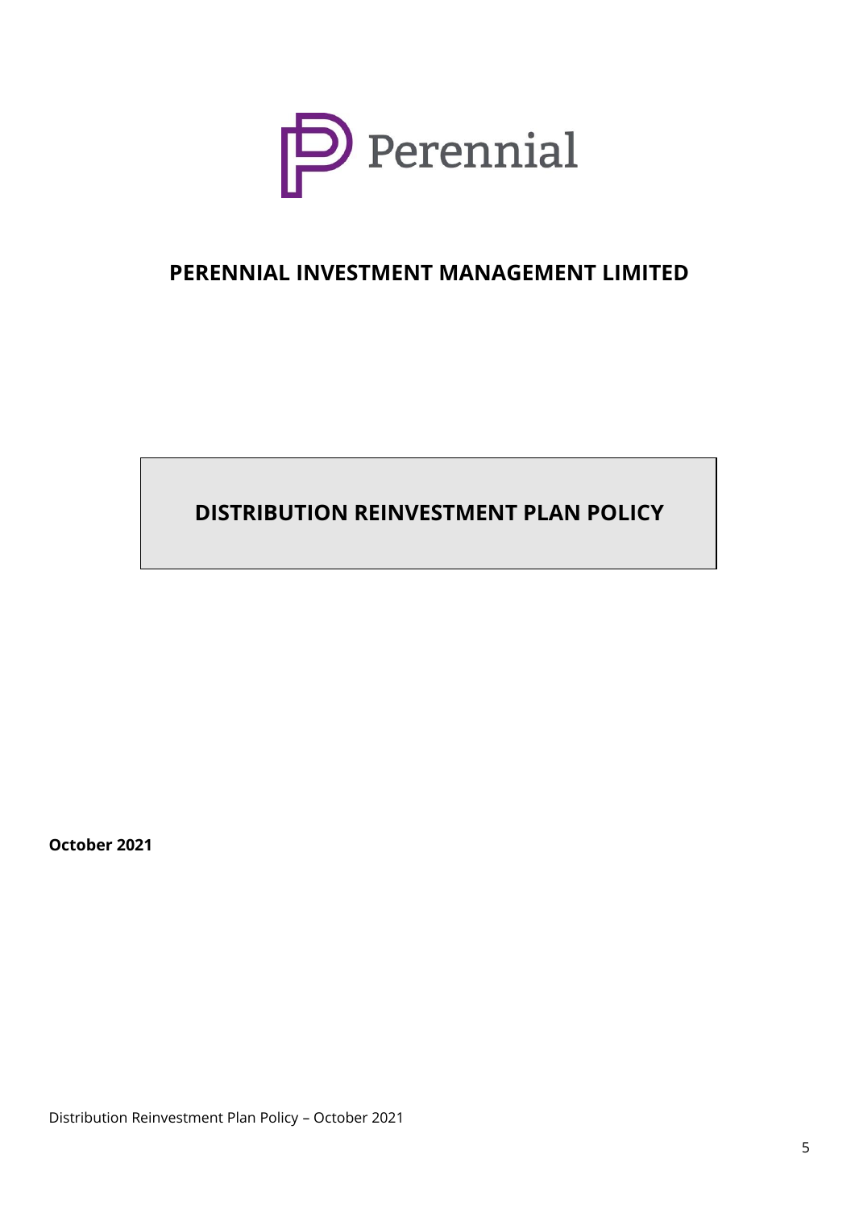Perennial

# PERENNIAL INVESTMENT MANAGEMENT LIMITED

## DISTRIBUTION REINVESTMENT PLAN POLICY

**October 2021**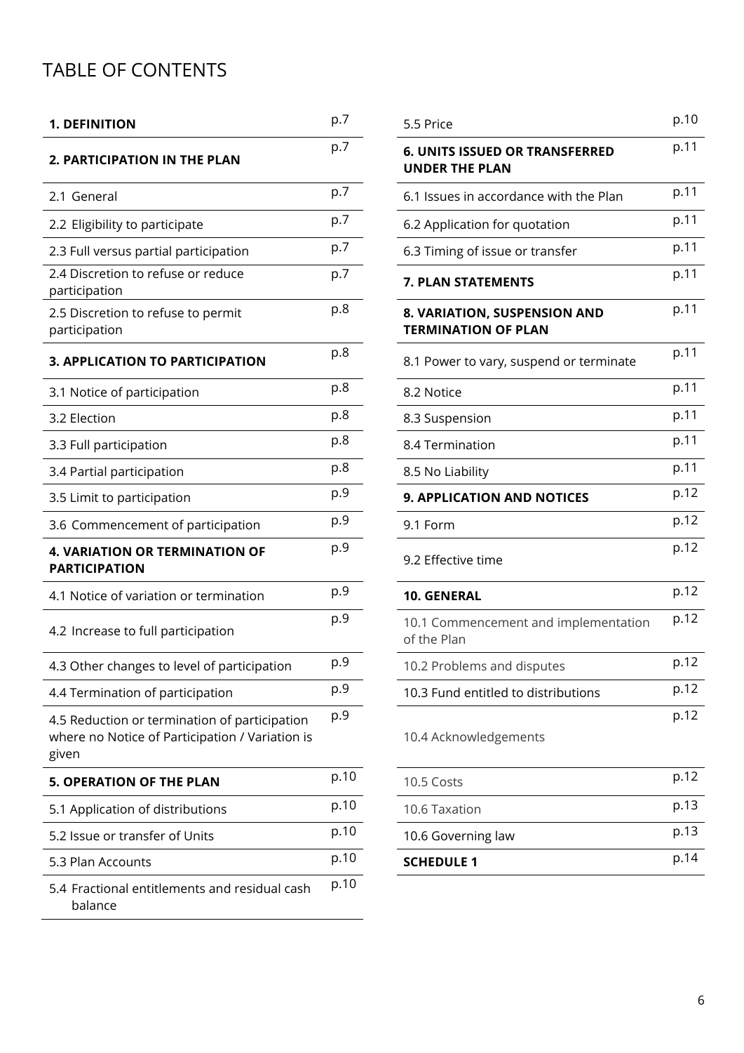# TABLE OF CONTENTS

| | |
|---|---|
| **1. DEFINITION** | p.7 |
| **2. PARTICIPATION IN THE PLAN** | p.7 |
| 2.1 General | p.7 |
| 2.2 Eligibility to participate | p.7 |
| 2.3 Full versus partial participation | p.7 |
| 2.4 Discretion to refuse or reduce participation | p.7 |
| 2.5 Discretion to refuse to permit participation | p.8 |
| **3. APPLICATION TO PARTICIPATION** | p.8 |
| 3.1 Notice of participation | p.8 |
| 3.2 Election | p.8 |
| 3.3 Full participation | p.8 |
| 3.4 Partial participation | p.8 |
| 3.5 Limit to participation | p.9 |
| 3.6 Commencement of participation | p.9 |
| **4. VARIATION OR TERMINATION OF PARTICIPATION** | p.9 |
| 4.1 Notice of variation or termination | p.9 |
| 4.2 Increase to full participation | p.9 |
| 4.3 Other changes to level of participation | p.9 |
| 4.4 Termination of participation | p.9 |
| 4.5 Reduction or termination of participation where no Notice of Participation / Variation is given | p.9 |
| **5. OPERATION OF THE PLAN** | p.10 |
| 5.1 Application of distributions | p.10 |
| 5.2 Issue or transfer of Units | p.10 |
| 5.3 Plan Accounts | p.10 |
| 5.4 Fractional entitlements and residual cash balance | p.10 |
| 5.5 Price | p.10 |
| **6. UNITS ISSUED OR TRANSFERRED UNDER THE PLAN** | p.11 |
| 6.1 Issues in accordance with the Plan | p.11 |
| 6.2 Application for quotation | p.11 |
| 6.3 Timing of issue or transfer | p.11 |
| **7. PLAN STATEMENTS** | p.11 |
| **8. VARIATION, SUSPENSION AND TERMINATION OF PLAN** | p.11 |
| 8.1 Power to vary, suspend or terminate | p.11 |
| 8.2 Notice | p.11 |
| 8.3 Suspension | p.11 |
| 8.4 Termination | p.11 |
| 8.5 No Liability | p.11 |
| **9. APPLICATION AND NOTICES** | p.12 |
| 9.1 Form | p.12 |
| 9.2 Effective time | p.12 |
| **10. GENERAL** | p.12 |
| 10.1 Commencement and implementation of the Plan | p.12 |
| 10.2 Problems and disputes | p.12 |
| 10.3 Fund entitled to distributions | p.12 |
| 10.4 Acknowledgements | p.12 |
| 10.5 Costs | p.12 |
| 10.6 Taxation | p.13 |
| 10.6 Governing law | p.13 |
| **SCHEDULE 1** | p.14 |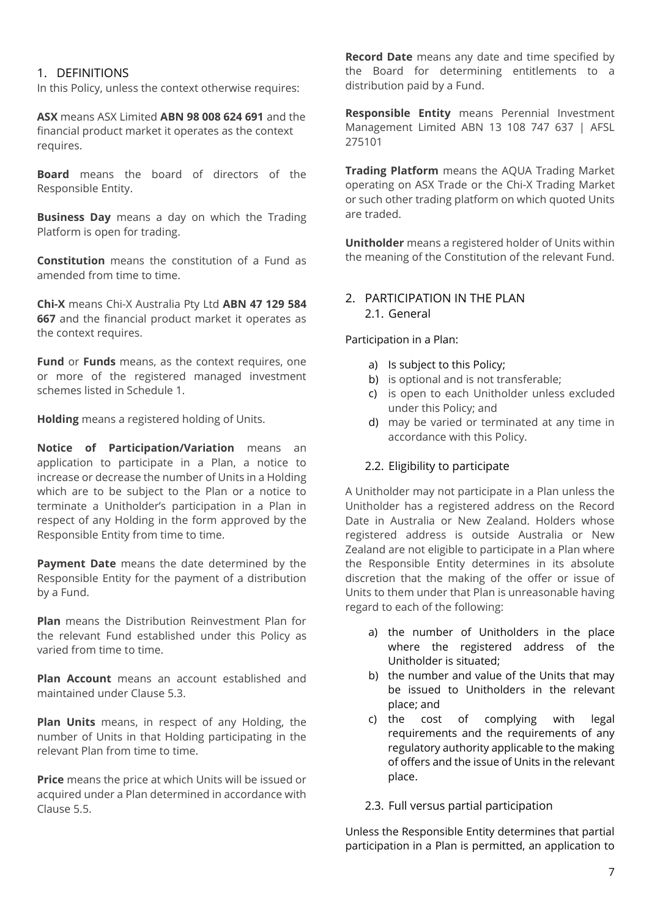## 1. DEFINITIONS

In this Policy, unless the context otherwise requires:

**ASX** means ASX Limited **ABN 98 008 624 691** and the financial product market it operates as the context requires.

**Board** means the board of directors of the Responsible Entity.

**Business Day** means a day on which the Trading Platform is open for trading.

**Constitution** means the constitution of a Fund as amended from time to time.

**Chi-X** means Chi-X Australia Pty Ltd **ABN 47 129 584 667** and the financial product market it operates as the context requires.

**Fund** or **Funds** means, as the context requires, one or more of the registered managed investment schemes listed in Schedule 1.

**Holding** means a registered holding of Units.

**Notice of Participation/Variation** means an application to participate in a Plan, a notice to increase or decrease the number of Units in a Holding which are to be subject to the Plan or a notice to terminate a Unitholder's participation in a Plan in respect of any Holding in the form approved by the Responsible Entity from time to time.

**Payment Date** means the date determined by the Responsible Entity for the payment of a distribution by a Fund.

**Plan** means the Distribution Reinvestment Plan for the relevant Fund established under this Policy as varied from time to time.

**Plan Account** means an account established and maintained under Clause 5.3.

**Plan Units** means, in respect of any Holding, the number of Units in that Holding participating in the relevant Plan from time to time.

**Price** means the price at which Units will be issued or acquired under a Plan determined in accordance with Clause 5.5.

**Record Date** means any date and time specified by the Board for determining entitlements to a distribution paid by a Fund.

**Responsible Entity** means Perennial Investment Management Limited ABN 13 108 747 637 | AFSL 275101

**Trading Platform** means the AQUA Trading Market operating on ASX Trade or the Chi-X Trading Market or such other trading platform on which quoted Units are traded.

**Unitholder** means a registered holder of Units within the meaning of the Constitution of the relevant Fund.

## 2. PARTICIPATION IN THE PLAN

### 2.1. General

Participation in a Plan:

a) Is subject to this Policy;
b) is optional and is not transferable;
c) is open to each Unitholder unless excluded under this Policy; and
d) may be varied or terminated at any time in accordance with this Policy.

### 2.2. Eligibility to participate

A Unitholder may not participate in a Plan unless the Unitholder has a registered address on the Record Date in Australia or New Zealand. Holders whose registered address is outside Australia or New Zealand are not eligible to participate in a Plan where the Responsible Entity determines in its absolute discretion that the making of the offer or issue of Units to them under that Plan is unreasonable having regard to each of the following:

a) the number of Unitholders in the place where the registered address of the Unitholder is situated;
b) the number and value of the Units that may be issued to Unitholders in the relevant place; and
c) the cost of complying with legal requirements and the requirements of any regulatory authority applicable to the making of offers and the issue of Units in the relevant place.

### 2.3. Full versus partial participation

Unless the Responsible Entity determines that partial participation in a Plan is permitted, an application to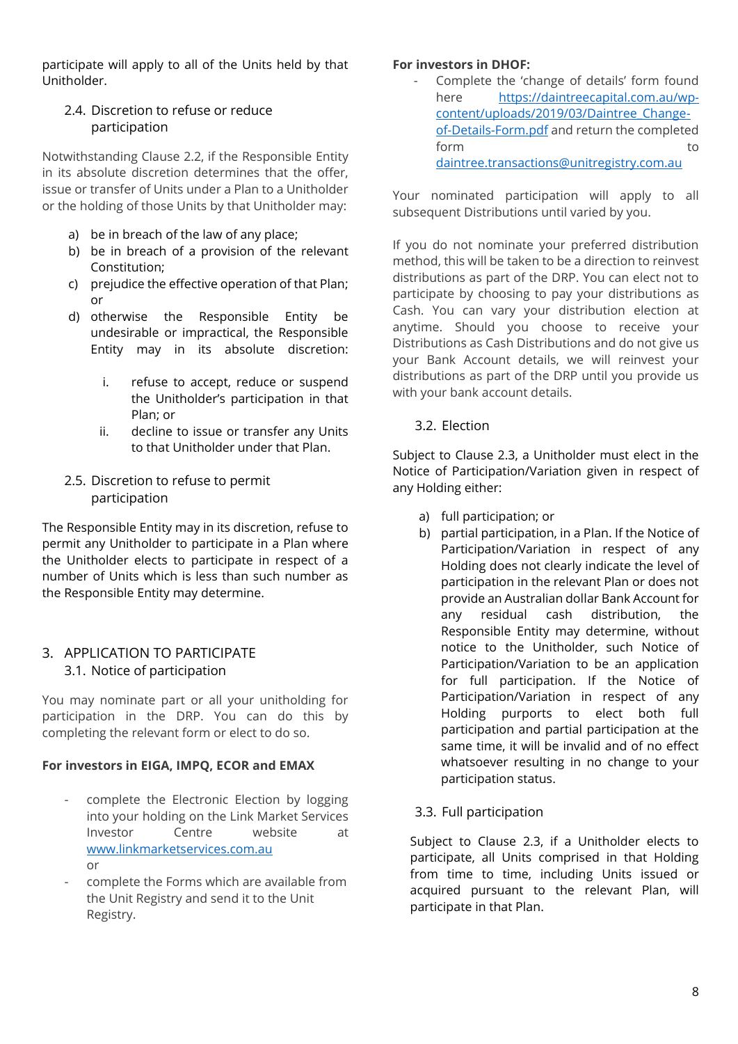participate will apply to all of the Units held by that Unitholder.

### 2.4. Discretion to refuse or reduce participation

Notwithstanding Clause 2.2, if the Responsible Entity in its absolute discretion determines that the offer, issue or transfer of Units under a Plan to a Unitholder or the holding of those Units by that Unitholder may:

a) be in breach of the law of any place;
b) be in breach of a provision of the relevant Constitution;
c) prejudice the effective operation of that Plan; or
d) otherwise the Responsible Entity be undesirable or impractical, the Responsible Entity may in its absolute discretion:

   i. refuse to accept, reduce or suspend the Unitholder's participation in that Plan; or
   ii. decline to issue or transfer any Units to that Unitholder under that Plan.

### 2.5. Discretion to refuse to permit participation

The Responsible Entity may in its discretion, refuse to permit any Unitholder to participate in a Plan where the Unitholder elects to participate in respect of a number of Units which is less than such number as the Responsible Entity may determine.

## 3. APPLICATION TO PARTICIPATE

### 3.1. Notice of participation

You may nominate part or all your unitholding for participation in the DRP. You can do this by completing the relevant form or elect to do so.

**For investors in EIGA, IMPQ, ECOR and EMAX**

- complete the Electronic Election by logging into your holding on the Link Market Services Investor Centre website at [www.linkmarketservices.com.au](www.linkmarketservices.com.au) or
- complete the Forms which are available from the Unit Registry and send it to the Unit Registry.

**For investors in DHOF:**

- Complete the 'change of details' form found here [https://daintreecapital.com.au/wp-content/uploads/2019/03/Daintree_Change-of-Details-Form.pdf](https://daintreecapital.com.au/wp-content/uploads/2019/03/Daintree_Change-of-Details-Form.pdf) and return the completed form to [daintree.transactions@unitregistry.com.au](mailto:daintree.transactions@unitregistry.com.au)

Your nominated participation will apply to all subsequent Distributions until varied by you.

If you do not nominate your preferred distribution method, this will be taken to be a direction to reinvest distributions as part of the DRP. You can elect not to participate by choosing to pay your distributions as Cash. You can vary your distribution election at anytime. Should you choose to receive your Distributions as Cash Distributions and do not give us your Bank Account details, we will reinvest your distributions as part of the DRP until you provide us with your bank account details.

### 3.2. Election

Subject to Clause 2.3, a Unitholder must elect in the Notice of Participation/Variation given in respect of any Holding either:

a) full participation; or
b) partial participation, in a Plan. If the Notice of Participation/Variation in respect of any Holding does not clearly indicate the level of participation in the relevant Plan or does not provide an Australian dollar Bank Account for any residual cash distribution, the Responsible Entity may determine, without notice to the Unitholder, such Notice of Participation/Variation to be an application for full participation. If the Notice of Participation/Variation in respect of any Holding purports to elect both full participation and partial participation at the same time, it will be invalid and of no effect whatsoever resulting in no change to your participation status.

### 3.3. Full participation

Subject to Clause 2.3, if a Unitholder elects to participate, all Units comprised in that Holding from time to time, including Units issued or acquired pursuant to the relevant Plan, will participate in that Plan.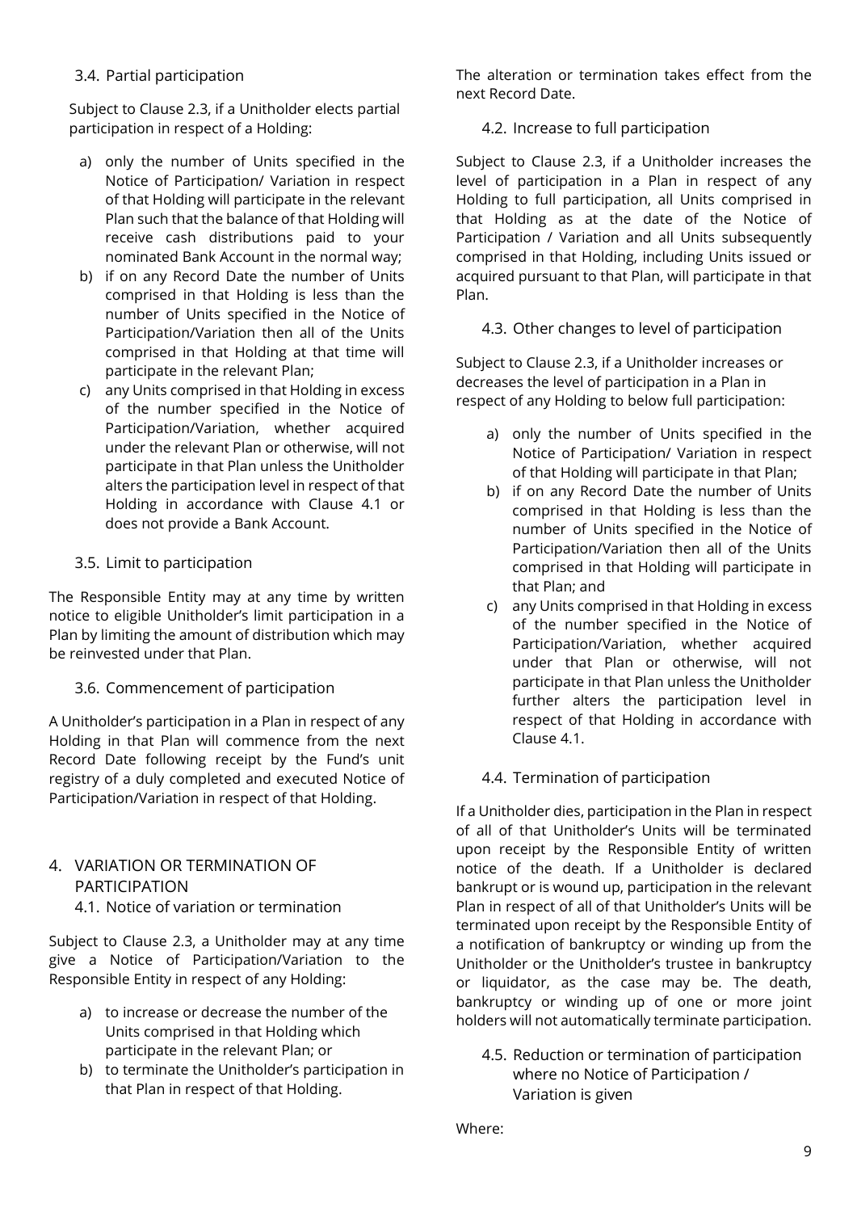### 3.4. Partial participation

Subject to Clause 2.3, if a Unitholder elects partial participation in respect of a Holding:

a) only the number of Units specified in the Notice of Participation/ Variation in respect of that Holding will participate in the relevant Plan such that the balance of that Holding will receive cash distributions paid to your nominated Bank Account in the normal way;
b) if on any Record Date the number of Units comprised in that Holding is less than the number of Units specified in the Notice of Participation/Variation then all of the Units comprised in that Holding at that time will participate in the relevant Plan;
c) any Units comprised in that Holding in excess of the number specified in the Notice of Participation/Variation, whether acquired under the relevant Plan or otherwise, will not participate in that Plan unless the Unitholder alters the participation level in respect of that Holding in accordance with Clause 4.1 or does not provide a Bank Account.

### 3.5. Limit to participation

The Responsible Entity may at any time by written notice to eligible Unitholder's limit participation in a Plan by limiting the amount of distribution which may be reinvested under that Plan.

### 3.6. Commencement of participation

A Unitholder's participation in a Plan in respect of any Holding in that Plan will commence from the next Record Date following receipt by the Fund's unit registry of a duly completed and executed Notice of Participation/Variation in respect of that Holding.

## 4. VARIATION OR TERMINATION OF PARTICIPATION

### 4.1. Notice of variation or termination

Subject to Clause 2.3, a Unitholder may at any time give a Notice of Participation/Variation to the Responsible Entity in respect of any Holding:

a) to increase or decrease the number of the Units comprised in that Holding which participate in the relevant Plan; or
b) to terminate the Unitholder's participation in that Plan in respect of that Holding.

The alteration or termination takes effect from the next Record Date.

### 4.2. Increase to full participation

Subject to Clause 2.3, if a Unitholder increases the level of participation in a Plan in respect of any Holding to full participation, all Units comprised in that Holding as at the date of the Notice of Participation / Variation and all Units subsequently comprised in that Holding, including Units issued or acquired pursuant to that Plan, will participate in that Plan.

### 4.3. Other changes to level of participation

Subject to Clause 2.3, if a Unitholder increases or decreases the level of participation in a Plan in respect of any Holding to below full participation:

a) only the number of Units specified in the Notice of Participation/ Variation in respect of that Holding will participate in that Plan;
b) if on any Record Date the number of Units comprised in that Holding is less than the number of Units specified in the Notice of Participation/Variation then all of the Units comprised in that Holding will participate in that Plan; and
c) any Units comprised in that Holding in excess of the number specified in the Notice of Participation/Variation, whether acquired under that Plan or otherwise, will not participate in that Plan unless the Unitholder further alters the participation level in respect of that Holding in accordance with Clause 4.1.

### 4.4. Termination of participation

If a Unitholder dies, participation in the Plan in respect of all of that Unitholder's Units will be terminated upon receipt by the Responsible Entity of written notice of the death. If a Unitholder is declared bankrupt or is wound up, participation in the relevant Plan in respect of all of that Unitholder's Units will be terminated upon receipt by the Responsible Entity of a notification of bankruptcy or winding up from the Unitholder or the Unitholder's trustee in bankruptcy or liquidator, as the case may be. The death, bankruptcy or winding up of one or more joint holders will not automatically terminate participation.

### 4.5. Reduction or termination of participation where no Notice of Participation / Variation is given

Where: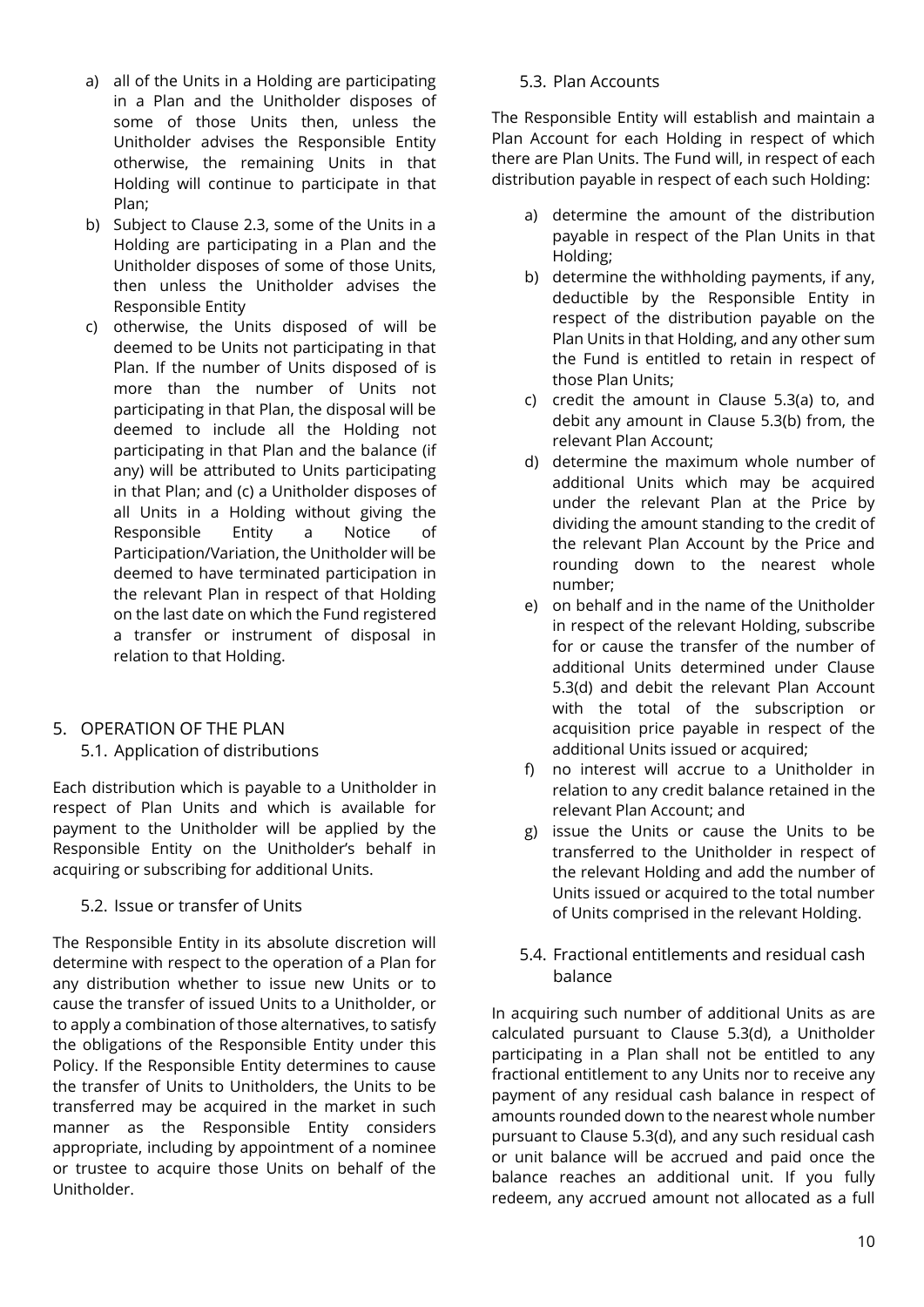a) all of the Units in a Holding are participating in a Plan and the Unitholder disposes of some of those Units then, unless the Unitholder advises the Responsible Entity otherwise, the remaining Units in that Holding will continue to participate in that Plan;
b) Subject to Clause 2.3, some of the Units in a Holding are participating in a Plan and the Unitholder disposes of some of those Units, then unless the Unitholder advises the Responsible Entity
c) otherwise, the Units disposed of will be deemed to be Units not participating in that Plan. If the number of Units disposed of is more than the number of Units not participating in that Plan, the disposal will be deemed to include all the Holding not participating in that Plan and the balance (if any) will be attributed to Units participating in that Plan; and (c) a Unitholder disposes of all Units in a Holding without giving the Responsible Entity a Notice of Participation/Variation, the Unitholder will be deemed to have terminated participation in the relevant Plan in respect of that Holding on the last date on which the Fund registered a transfer or instrument of disposal in relation to that Holding.

## 5. OPERATION OF THE PLAN

### 5.1. Application of distributions

Each distribution which is payable to a Unitholder in respect of Plan Units and which is available for payment to the Unitholder will be applied by the Responsible Entity on the Unitholder's behalf in acquiring or subscribing for additional Units.

### 5.2. Issue or transfer of Units

The Responsible Entity in its absolute discretion will determine with respect to the operation of a Plan for any distribution whether to issue new Units or to cause the transfer of issued Units to a Unitholder, or to apply a combination of those alternatives, to satisfy the obligations of the Responsible Entity under this Policy. If the Responsible Entity determines to cause the transfer of Units to Unitholders, the Units to be transferred may be acquired in the market in such manner as the Responsible Entity considers appropriate, including by appointment of a nominee or trustee to acquire those Units on behalf of the Unitholder.

### 5.3. Plan Accounts

The Responsible Entity will establish and maintain a Plan Account for each Holding in respect of which there are Plan Units. The Fund will, in respect of each distribution payable in respect of each such Holding:

a) determine the amount of the distribution payable in respect of the Plan Units in that Holding;
b) determine the withholding payments, if any, deductible by the Responsible Entity in respect of the distribution payable on the Plan Units in that Holding, and any other sum the Fund is entitled to retain in respect of those Plan Units;
c) credit the amount in Clause 5.3(a) to, and debit any amount in Clause 5.3(b) from, the relevant Plan Account;
d) determine the maximum whole number of additional Units which may be acquired under the relevant Plan at the Price by dividing the amount standing to the credit of the relevant Plan Account by the Price and rounding down to the nearest whole number;
e) on behalf and in the name of the Unitholder in respect of the relevant Holding, subscribe for or cause the transfer of the number of additional Units determined under Clause 5.3(d) and debit the relevant Plan Account with the total of the subscription or acquisition price payable in respect of the additional Units issued or acquired;
f) no interest will accrue to a Unitholder in relation to any credit balance retained in the relevant Plan Account; and
g) issue the Units or cause the Units to be transferred to the Unitholder in respect of the relevant Holding and add the number of Units issued or acquired to the total number of Units comprised in the relevant Holding.

### 5.4. Fractional entitlements and residual cash balance

In acquiring such number of additional Units as are calculated pursuant to Clause 5.3(d), a Unitholder participating in a Plan shall not be entitled to any fractional entitlement to any Units nor to receive any payment of any residual cash balance in respect of amounts rounded down to the nearest whole number pursuant to Clause 5.3(d), and any such residual cash or unit balance will be accrued and paid once the balance reaches an additional unit. If you fully redeem, any accrued amount not allocated as a full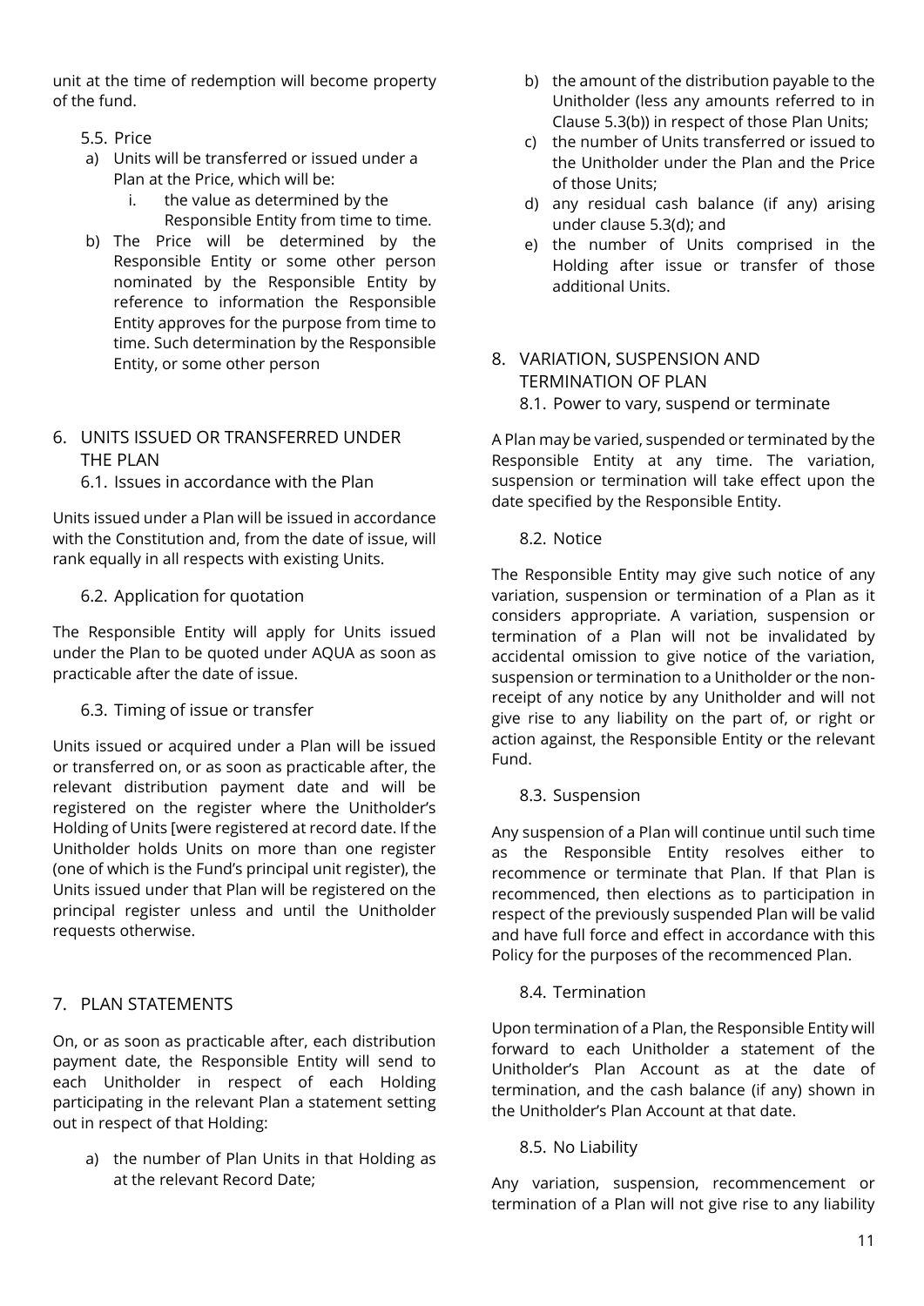unit at the time of redemption will become property of the fund.

### 5.5. Price

a) Units will be transferred or issued under a Plan at the Price, which will be:

   i. the value as determined by the Responsible Entity from time to time.

b) The Price will be determined by the Responsible Entity or some other person nominated by the Responsible Entity by reference to information the Responsible Entity approves for the purpose from time to time. Such determination by the Responsible Entity, or some other person

## 6. UNITS ISSUED OR TRANSFERRED UNDER THE PLAN

### 6.1. Issues in accordance with the Plan

Units issued under a Plan will be issued in accordance with the Constitution and, from the date of issue, will rank equally in all respects with existing Units.

### 6.2. Application for quotation

The Responsible Entity will apply for Units issued under the Plan to be quoted under AQUA as soon as practicable after the date of issue.

### 6.3. Timing of issue or transfer

Units issued or acquired under a Plan will be issued or transferred on, or as soon as practicable after, the relevant distribution payment date and will be registered on the register where the Unitholder's Holding of Units [were registered at record date. If the Unitholder holds Units on more than one register (one of which is the Fund's principal unit register), the Units issued under that Plan will be registered on the principal register unless and until the Unitholder requests otherwise.

## 7. PLAN STATEMENTS

On, or as soon as practicable after, each distribution payment date, the Responsible Entity will send to each Unitholder in respect of each Holding participating in the relevant Plan a statement setting out in respect of that Holding:

a) the number of Plan Units in that Holding as at the relevant Record Date;

b) the amount of the distribution payable to the Unitholder (less any amounts referred to in Clause 5.3(b)) in respect of those Plan Units;

c) the number of Units transferred or issued to the Unitholder under the Plan and the Price of those Units;

d) any residual cash balance (if any) arising under clause 5.3(d); and

e) the number of Units comprised in the Holding after issue or transfer of those additional Units.

## 8. VARIATION, SUSPENSION AND TERMINATION OF PLAN

### 8.1. Power to vary, suspend or terminate

A Plan may be varied, suspended or terminated by the Responsible Entity at any time. The variation, suspension or termination will take effect upon the date specified by the Responsible Entity.

### 8.2. Notice

The Responsible Entity may give such notice of any variation, suspension or termination of a Plan as it considers appropriate. A variation, suspension or termination of a Plan will not be invalidated by accidental omission to give notice of the variation, suspension or termination to a Unitholder or the non-receipt of any notice by any Unitholder and will not give rise to any liability on the part of, or right or action against, the Responsible Entity or the relevant Fund.

### 8.3. Suspension

Any suspension of a Plan will continue until such time as the Responsible Entity resolves either to recommence or terminate that Plan. If that Plan is recommenced, then elections as to participation in respect of the previously suspended Plan will be valid and have full force and effect in accordance with this Policy for the purposes of the recommenced Plan.

### 8.4. Termination

Upon termination of a Plan, the Responsible Entity will forward to each Unitholder a statement of the Unitholder's Plan Account as at the date of termination, and the cash balance (if any) shown in the Unitholder's Plan Account at that date.

### 8.5. No Liability

Any variation, suspension, recommencement or termination of a Plan will not give rise to any liability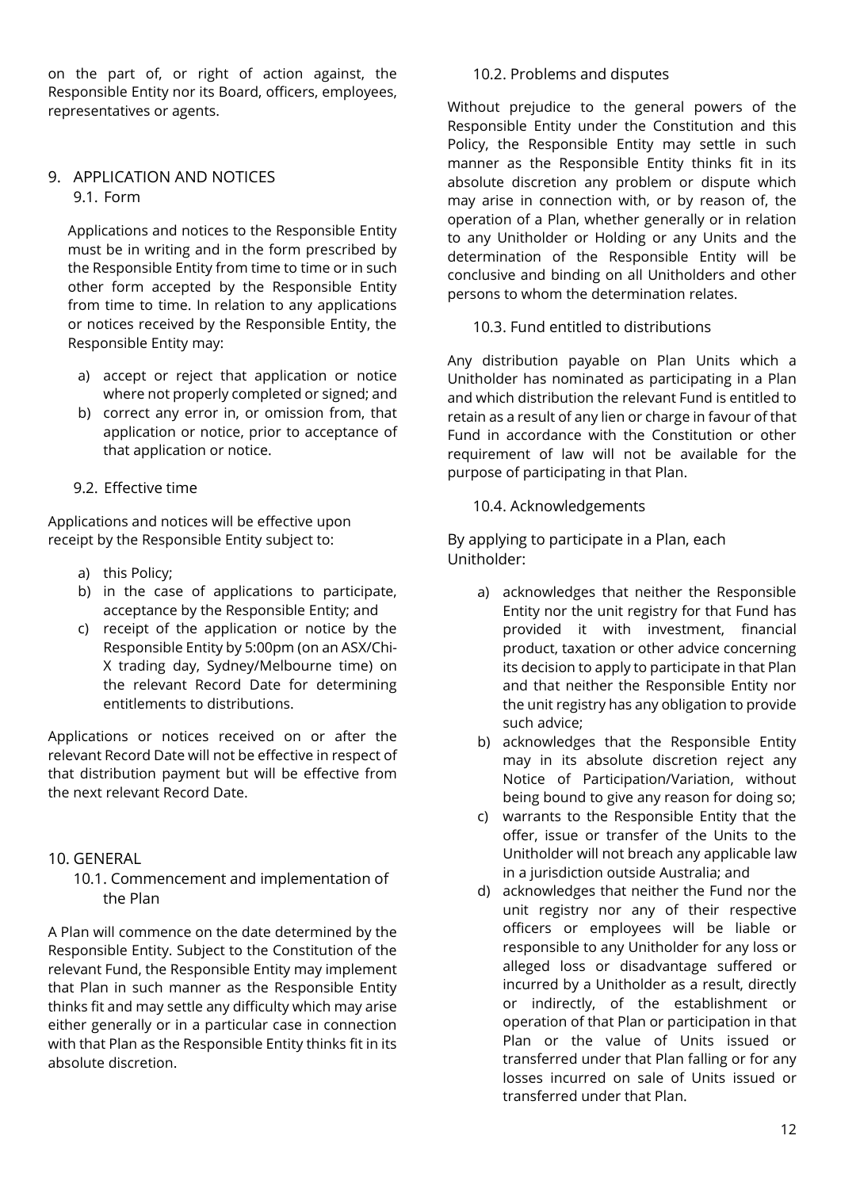on the part of, or right of action against, the Responsible Entity nor its Board, officers, employees, representatives or agents.

## 9. APPLICATION AND NOTICES

### 9.1. Form

Applications and notices to the Responsible Entity must be in writing and in the form prescribed by the Responsible Entity from time to time or in such other form accepted by the Responsible Entity from time to time. In relation to any applications or notices received by the Responsible Entity, the Responsible Entity may:

a) accept or reject that application or notice where not properly completed or signed; and
b) correct any error in, or omission from, that application or notice, prior to acceptance of that application or notice.

### 9.2. Effective time

Applications and notices will be effective upon receipt by the Responsible Entity subject to:

a) this Policy;
b) in the case of applications to participate, acceptance by the Responsible Entity; and
c) receipt of the application or notice by the Responsible Entity by 5:00pm (on an ASX/Chi-X trading day, Sydney/Melbourne time) on the relevant Record Date for determining entitlements to distributions.

Applications or notices received on or after the relevant Record Date will not be effective in respect of that distribution payment but will be effective from the next relevant Record Date.

## 10. GENERAL

### 10.1. Commencement and implementation of the Plan

A Plan will commence on the date determined by the Responsible Entity. Subject to the Constitution of the relevant Fund, the Responsible Entity may implement that Plan in such manner as the Responsible Entity thinks fit and may settle any difficulty which may arise either generally or in a particular case in connection with that Plan as the Responsible Entity thinks fit in its absolute discretion.

### 10.2. Problems and disputes

Without prejudice to the general powers of the Responsible Entity under the Constitution and this Policy, the Responsible Entity may settle in such manner as the Responsible Entity thinks fit in its absolute discretion any problem or dispute which may arise in connection with, or by reason of, the operation of a Plan, whether generally or in relation to any Unitholder or Holding or any Units and the determination of the Responsible Entity will be conclusive and binding on all Unitholders and other persons to whom the determination relates.

### 10.3. Fund entitled to distributions

Any distribution payable on Plan Units which a Unitholder has nominated as participating in a Plan and which distribution the relevant Fund is entitled to retain as a result of any lien or charge in favour of that Fund in accordance with the Constitution or other requirement of law will not be available for the purpose of participating in that Plan.

### 10.4. Acknowledgements

By applying to participate in a Plan, each Unitholder:

a) acknowledges that neither the Responsible Entity nor the unit registry for that Fund has provided it with investment, financial product, taxation or other advice concerning its decision to apply to participate in that Plan and that neither the Responsible Entity nor the unit registry has any obligation to provide such advice;
b) acknowledges that the Responsible Entity may in its absolute discretion reject any Notice of Participation/Variation, without being bound to give any reason for doing so;
c) warrants to the Responsible Entity that the offer, issue or transfer of the Units to the Unitholder will not breach any applicable law in a jurisdiction outside Australia; and
d) acknowledges that neither the Fund nor the unit registry nor any of their respective officers or employees will be liable or responsible to any Unitholder for any loss or alleged loss or disadvantage suffered or incurred by a Unitholder as a result, directly or indirectly, of the establishment or operation of that Plan or participation in that Plan or the value of Units issued or transferred under that Plan falling or for any losses incurred on sale of Units issued or transferred under that Plan.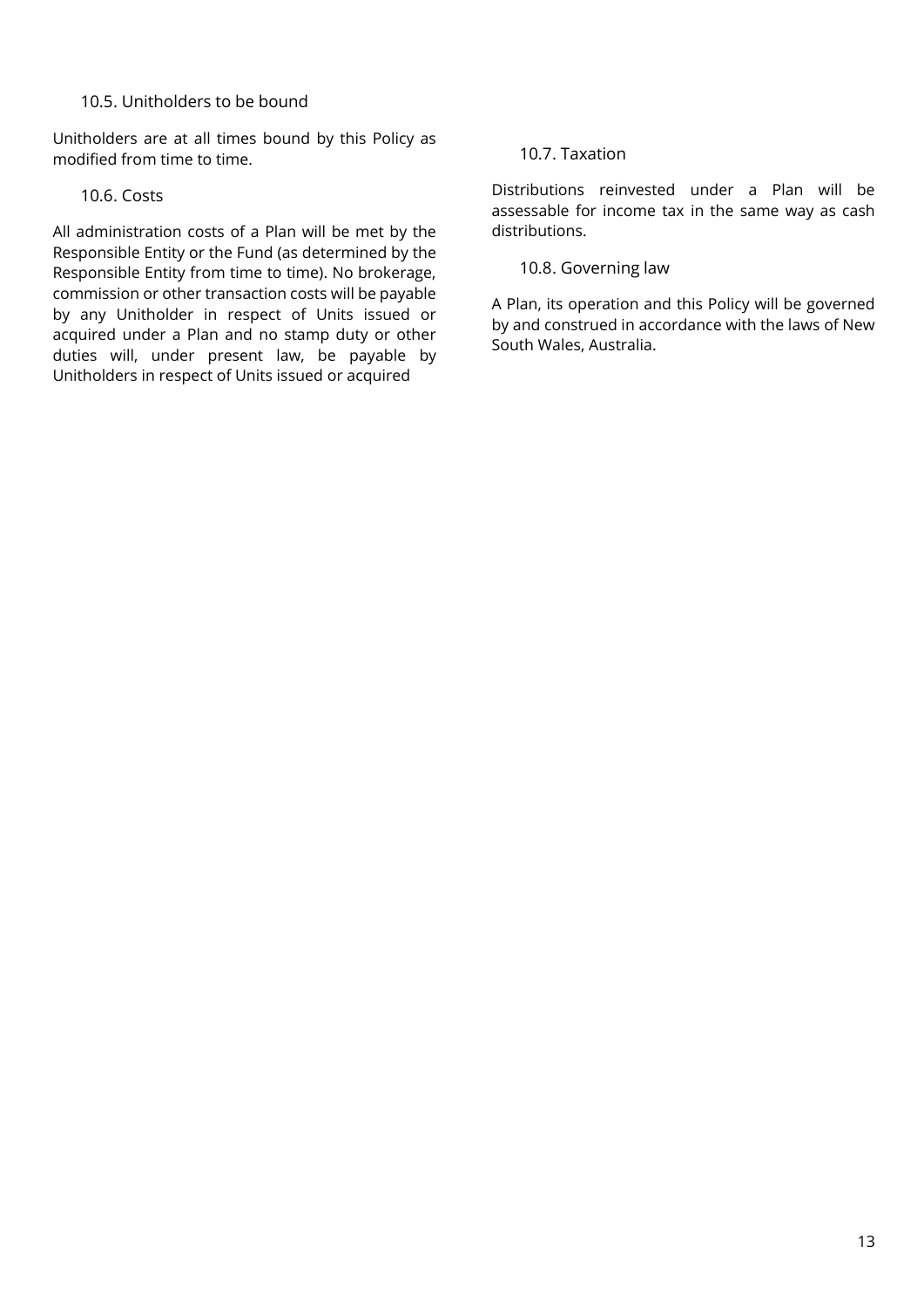### 10.5. Unitholders to be bound

Unitholders are at all times bound by this Policy as modified from time to time.

### 10.6. Costs

All administration costs of a Plan will be met by the Responsible Entity or the Fund (as determined by the Responsible Entity from time to time). No brokerage, commission or other transaction costs will be payable by any Unitholder in respect of Units issued or acquired under a Plan and no stamp duty or other duties will, under present law, be payable by Unitholders in respect of Units issued or acquired

### 10.7. Taxation

Distributions reinvested under a Plan will be assessable for income tax in the same way as cash distributions.

### 10.8. Governing law

A Plan, its operation and this Policy will be governed by and construed in accordance with the laws of New South Wales, Australia.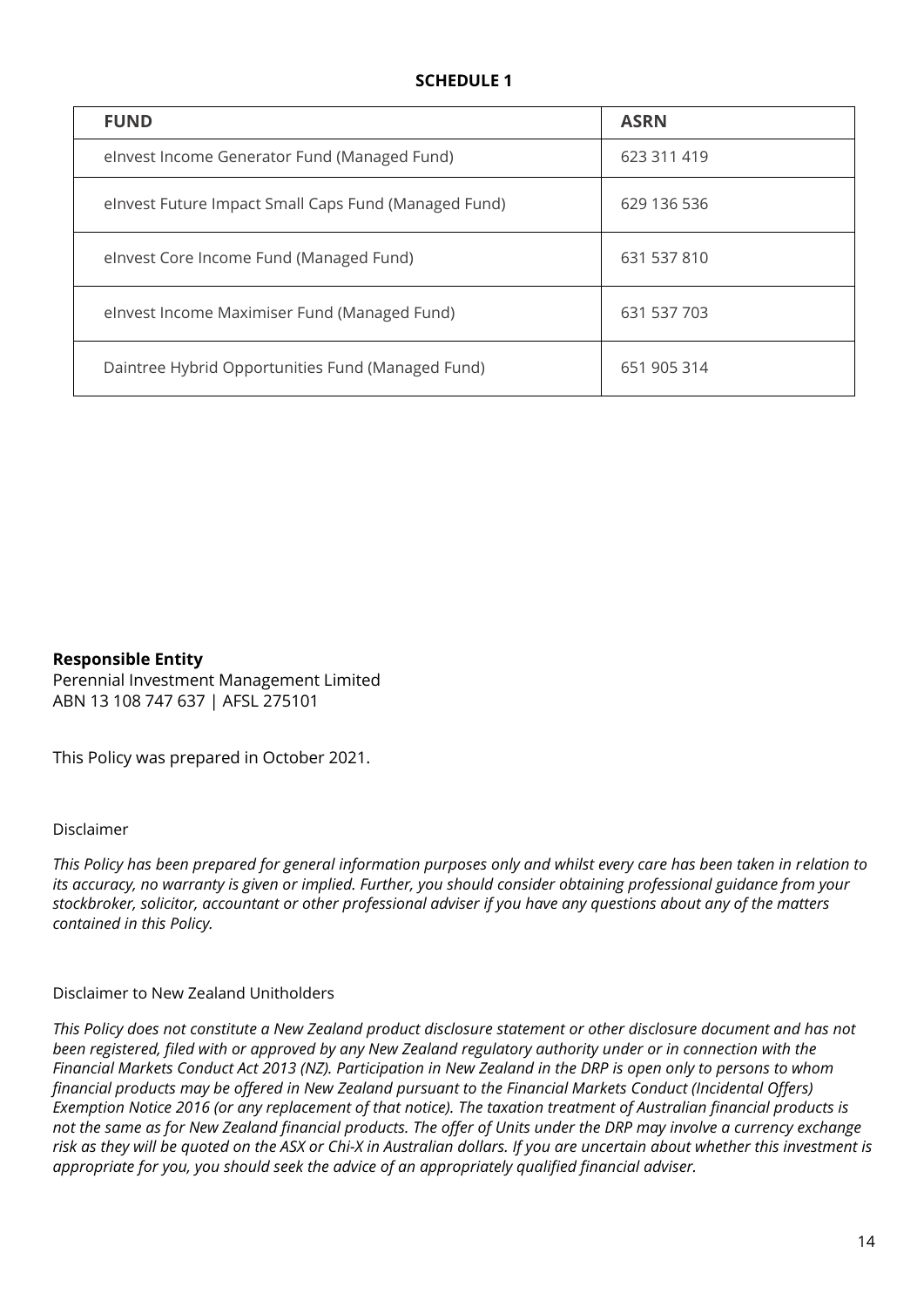## SCHEDULE 1

| FUND | ASRN |
|---|---|
| eInvest Income Generator Fund (Managed Fund) | 623 311 419 |
| eInvest Future Impact Small Caps Fund (Managed Fund) | 629 136 536 |
| eInvest Core Income Fund (Managed Fund) | 631 537 810 |
| eInvest Income Maximiser Fund (Managed Fund) | 631 537 703 |
| Daintree Hybrid Opportunities Fund (Managed Fund) | 651 905 314 |

**Responsible Entity**
Perennial Investment Management Limited
ABN 13 108 747 637 | AFSL 275101

This Policy was prepared in October 2021.

Disclaimer

*This Policy has been prepared for general information purposes only and whilst every care has been taken in relation to its accuracy, no warranty is given or implied. Further, you should consider obtaining professional guidance from your stockbroker, solicitor, accountant or other professional adviser if you have any questions about any of the matters contained in this Policy.*

Disclaimer to New Zealand Unitholders

*This Policy does not constitute a New Zealand product disclosure statement or other disclosure document and has not been registered, filed with or approved by any New Zealand regulatory authority under or in connection with the Financial Markets Conduct Act 2013 (NZ). Participation in New Zealand in the DRP is open only to persons to whom financial products may be offered in New Zealand pursuant to the Financial Markets Conduct (Incidental Offers) Exemption Notice 2016 (or any replacement of that notice). The taxation treatment of Australian financial products is not the same as for New Zealand financial products. The offer of Units under the DRP may involve a currency exchange risk as they will be quoted on the ASX or Chi-X in Australian dollars. If you are uncertain about whether this investment is appropriate for you, you should seek the advice of an appropriately qualified financial adviser.*